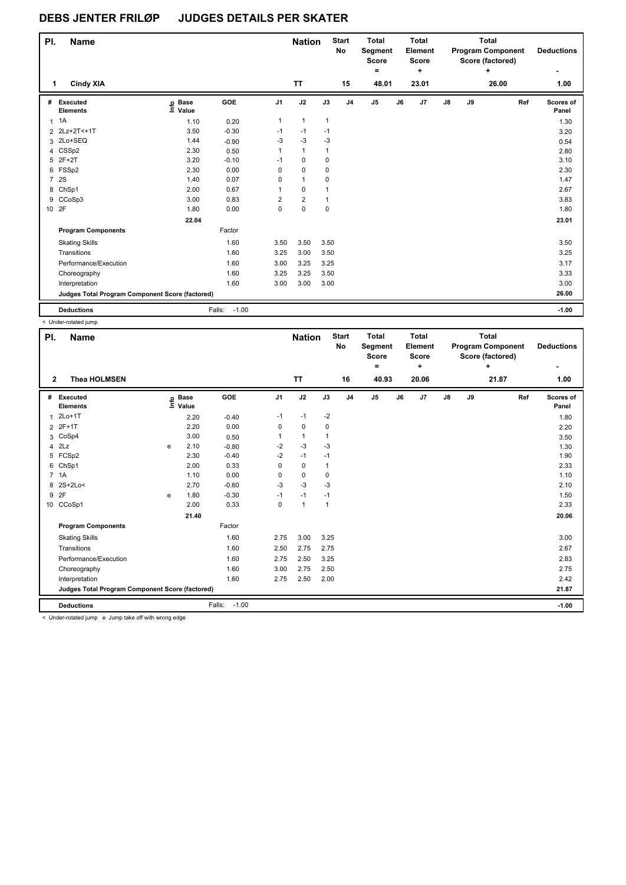# DEBS JENTER FRILØP JUDGES DETAILS PER SKATER

| Pl. | Name | Nation | Start No | Total Segment Score = | Total Element Score + | Total Program Component Score (factored) + | Deductions - |
|---|---|---|---|---|---|---|---|
| 1 | Cindy XIA | TT | 15 | 48.01 | 23.01 | 26.00 | 1.00 |

| # | Executed Elements | Info | Base Value | GOE | J1 | J2 | J3 | J4 | J5 | J6 | J7 | J8 | J9 | Ref | Scores of Panel |
|---|---|---|---|---|---|---|---|---|---|---|---|---|---|---|---|
| 1 | 1A | | 1.10 | 0.20 | 1 | 1 | 1 | | | | | | | | 1.30 |
| 2 | 2Lz+2T<+1T | | 3.50 | -0.30 | -1 | -1 | -1 | | | | | | | | 3.20 |
| 3 | 2Lo+SEQ | | 1.44 | -0.90 | -3 | -3 | -3 | | | | | | | | 0.54 |
| 4 | CSSp2 | | 2.30 | 0.50 | 1 | 1 | 1 | | | | | | | | 2.80 |
| 5 | 2F+2T | | 3.20 | -0.10 | -1 | 0 | 0 | | | | | | | | 3.10 |
| 6 | FSSp2 | | 2.30 | 0.00 | 0 | 0 | 0 | | | | | | | | 2.30 |
| 7 | 2S | | 1.40 | 0.07 | 0 | 1 | 0 | | | | | | | | 1.47 |
| 8 | ChSp1 | | 2.00 | 0.67 | 1 | 0 | 1 | | | | | | | | 2.67 |
| 9 | CCoSp3 | | 3.00 | 0.83 | 2 | 2 | 1 | | | | | | | | 3.83 |
| 10 | 2F | | 1.80 | 0.00 | 0 | 0 | 0 | | | | | | | | 1.80 |
| | | | 22.04 | | | | | | | | | | | | 23.01 |
| | Program Components | | | Factor | | | | | | | | | | | |
| | Skating Skills | | | 1.60 | 3.50 | 3.50 | 3.50 | | | | | | | | 3.50 |
| | Transitions | | | 1.60 | 3.25 | 3.00 | 3.50 | | | | | | | | 3.25 |
| | Performance/Execution | | | 1.60 | 3.00 | 3.25 | 3.25 | | | | | | | | 3.17 |
| | Choreography | | | 1.60 | 3.25 | 3.25 | 3.50 | | | | | | | | 3.33 |
| | Interpretation | | | 1.60 | 3.00 | 3.00 | 3.00 | | | | | | | | 3.00 |
| | Judges Total Program Component Score (factored) | | | | | | | | | | | | | | 26.00 |
| | Deductions | | | Falls: -1.00 | | | | | | | | | | | -1.00 |

< Under-rotated jump

| Pl. | Name | Nation | Start No | Total Segment Score = | Total Element Score + | Total Program Component Score (factored) + | Deductions - |
|---|---|---|---|---|---|---|---|
| 2 | Thea HOLMSEN | TT | 16 | 40.93 | 20.06 | 21.87 | 1.00 |

| # | Executed Elements | Info | Base Value | GOE | J1 | J2 | J3 | J4 | J5 | J6 | J7 | J8 | J9 | Ref | Scores of Panel |
|---|---|---|---|---|---|---|---|---|---|---|---|---|---|---|---|
| 1 | 2Lo+1T | | 2.20 | -0.40 | -1 | -1 | -2 | | | | | | | | 1.80 |
| 2 | 2F+1T | | 2.20 | 0.00 | 0 | 0 | 0 | | | | | | | | 2.20 |
| 3 | CoSp4 | | 3.00 | 0.50 | 1 | 1 | 1 | | | | | | | | 3.50 |
| 4 | 2Lz | e | 2.10 | -0.80 | -2 | -3 | -3 | | | | | | | | 1.30 |
| 5 | FCSp2 | | 2.30 | -0.40 | -2 | -1 | -1 | | | | | | | | 1.90 |
| 6 | ChSp1 | | 2.00 | 0.33 | 0 | 0 | 1 | | | | | | | | 2.33 |
| 7 | 1A | | 1.10 | 0.00 | 0 | 0 | 0 | | | | | | | | 1.10 |
| 8 | 2S+2Lo< | | 2.70 | -0.60 | -3 | -3 | -3 | | | | | | | | 2.10 |
| 9 | 2F | e | 1.80 | -0.30 | -1 | -1 | -1 | | | | | | | | 1.50 |
| 10 | CCoSp1 | | 2.00 | 0.33 | 0 | 1 | 1 | | | | | | | | 2.33 |
| | | | 21.40 | | | | | | | | | | | | 20.06 |
| | Program Components | | | Factor | | | | | | | | | | | |
| | Skating Skills | | | 1.60 | 2.75 | 3.00 | 3.25 | | | | | | | | 3.00 |
| | Transitions | | | 1.60 | 2.50 | 2.75 | 2.75 | | | | | | | | 2.67 |
| | Performance/Execution | | | 1.60 | 2.75 | 2.50 | 3.25 | | | | | | | | 2.83 |
| | Choreography | | | 1.60 | 3.00 | 2.75 | 2.50 | | | | | | | | 2.75 |
| | Interpretation | | | 1.60 | 2.75 | 2.50 | 2.00 | | | | | | | | 2.42 |
| | Judges Total Program Component Score (factored) | | | | | | | | | | | | | | 21.87 |
| | Deductions | | | Falls: -1.00 | | | | | | | | | | | -1.00 |

< Under-rotated jump e Jump take off with wrong edge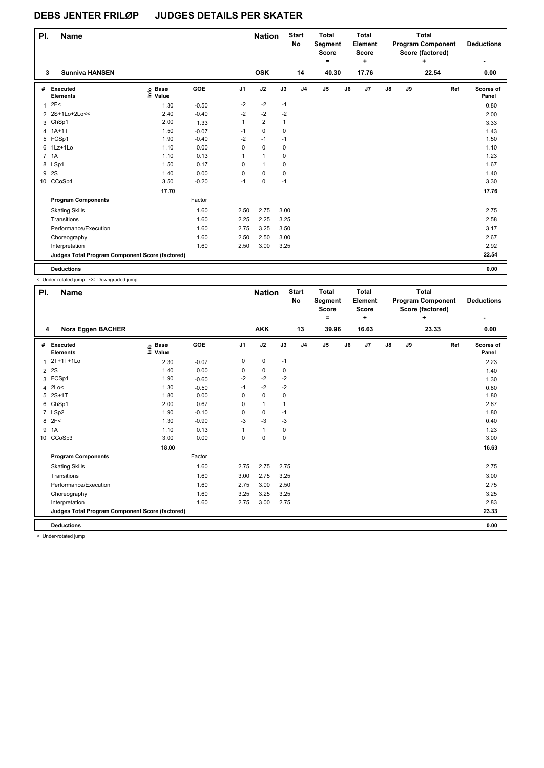# DEBS JENTER FRILØP JUDGES DETAILS PER SKATER

| Pl. | Name | Nation | Start No | Total Segment Score = | Total Element Score + | Total Program Component Score (factored) + | Deductions - |
|---|---|---|---|---|---|---|---|
| 3 | Sunniva HANSEN | OSK | 14 | 40.30 | 17.76 | 22.54 | 0.00 |

| # | Executed Elements | Info | Base Value | GOE | J1 | J2 | J3 | J4 | J5 | J6 | J7 | J8 | J9 | Ref | Scores of Panel |
|---|---|---|---|---|---|---|---|---|---|---|---|---|---|---|---|
| 1 | 2F< | | 1.30 | -0.50 | -2 | -2 | -1 | | | | | | | | 0.80 |
| 2 | 2S+1Lo+2Lo<< | | 2.40 | -0.40 | -2 | -2 | -2 | | | | | | | | 2.00 |
| 3 | ChSp1 | | 2.00 | 1.33 | 1 | 2 | 1 | | | | | | | | 3.33 |
| 4 | 1A+1T | | 1.50 | -0.07 | -1 | 0 | 0 | | | | | | | | 1.43 |
| 5 | FCSp1 | | 1.90 | -0.40 | -2 | -1 | -1 | | | | | | | | 1.50 |
| 6 | 1Lz+1Lo | | 1.10 | 0.00 | 0 | 0 | 0 | | | | | | | | 1.10 |
| 7 | 1A | | 1.10 | 0.13 | 1 | 1 | 0 | | | | | | | | 1.23 |
| 8 | LSp1 | | 1.50 | 0.17 | 0 | 1 | 0 | | | | | | | | 1.67 |
| 9 | 2S | | 1.40 | 0.00 | 0 | 0 | 0 | | | | | | | | 1.40 |
| 10 | CCoSp4 | | 3.50 | -0.20 | -1 | 0 | -1 | | | | | | | | 3.30 |
| | | | 17.70 | | | | | | | | | | | | 17.76 |
| | **Program Components** | | | Factor | | | | | | | | | | | |
| | Skating Skills | | | 1.60 | 2.50 | 2.75 | 3.00 | | | | | | | | 2.75 |
| | Transitions | | | 1.60 | 2.25 | 2.25 | 3.25 | | | | | | | | 2.58 |
| | Performance/Execution | | | 1.60 | 2.75 | 3.25 | 3.50 | | | | | | | | 3.17 |
| | Choreography | | | 1.60 | 2.50 | 2.50 | 3.00 | | | | | | | | 2.67 |
| | Interpretation | | | 1.60 | 2.50 | 3.00 | 3.25 | | | | | | | | 2.92 |
| | **Judges Total Program Component Score (factored)** | | | | | | | | | | | | | | 22.54 |
| | **Deductions** | | | | | | | | | | | | | | 0.00 |

< Under-rotated jump << Downgraded jump

| Pl. | Name | Nation | Start No | Total Segment Score = | Total Element Score + | Total Program Component Score (factored) + | Deductions - |
|---|---|---|---|---|---|---|---|
| 4 | Nora Eggen BACHER | AKK | 13 | 39.96 | 16.63 | 23.33 | 0.00 |

| # | Executed Elements | Info | Base Value | GOE | J1 | J2 | J3 | J4 | J5 | J6 | J7 | J8 | J9 | Ref | Scores of Panel |
|---|---|---|---|---|---|---|---|---|---|---|---|---|---|---|---|
| 1 | 2T+1T+1Lo | | 2.30 | -0.07 | 0 | 0 | -1 | | | | | | | | 2.23 |
| 2 | 2S | | 1.40 | 0.00 | 0 | 0 | 0 | | | | | | | | 1.40 |
| 3 | FCSp1 | | 1.90 | -0.60 | -2 | -2 | -2 | | | | | | | | 1.30 |
| 4 | 2Lo< | | 1.30 | -0.50 | -1 | -2 | -2 | | | | | | | | 0.80 |
| 5 | 2S+1T | | 1.80 | 0.00 | 0 | 0 | 0 | | | | | | | | 1.80 |
| 6 | ChSp1 | | 2.00 | 0.67 | 0 | 1 | 1 | | | | | | | | 2.67 |
| 7 | LSp2 | | 1.90 | -0.10 | 0 | 0 | -1 | | | | | | | | 1.80 |
| 8 | 2F< | | 1.30 | -0.90 | -3 | -3 | -3 | | | | | | | | 0.40 |
| 9 | 1A | | 1.10 | 0.13 | 1 | 1 | 0 | | | | | | | | 1.23 |
| 10 | CCoSp3 | | 3.00 | 0.00 | 0 | 0 | 0 | | | | | | | | 3.00 |
| | | | 18.00 | | | | | | | | | | | | 16.63 |
| | **Program Components** | | | Factor | | | | | | | | | | | |
| | Skating Skills | | | 1.60 | 2.75 | 2.75 | 2.75 | | | | | | | | 2.75 |
| | Transitions | | | 1.60 | 3.00 | 2.75 | 3.25 | | | | | | | | 3.00 |
| | Performance/Execution | | | 1.60 | 2.75 | 3.00 | 2.50 | | | | | | | | 2.75 |
| | Choreography | | | 1.60 | 3.25 | 3.25 | 3.25 | | | | | | | | 3.25 |
| | Interpretation | | | 1.60 | 2.75 | 3.00 | 2.75 | | | | | | | | 2.83 |
| | **Judges Total Program Component Score (factored)** | | | | | | | | | | | | | | 23.33 |
| | **Deductions** | | | | | | | | | | | | | | 0.00 |

< Under-rotated jump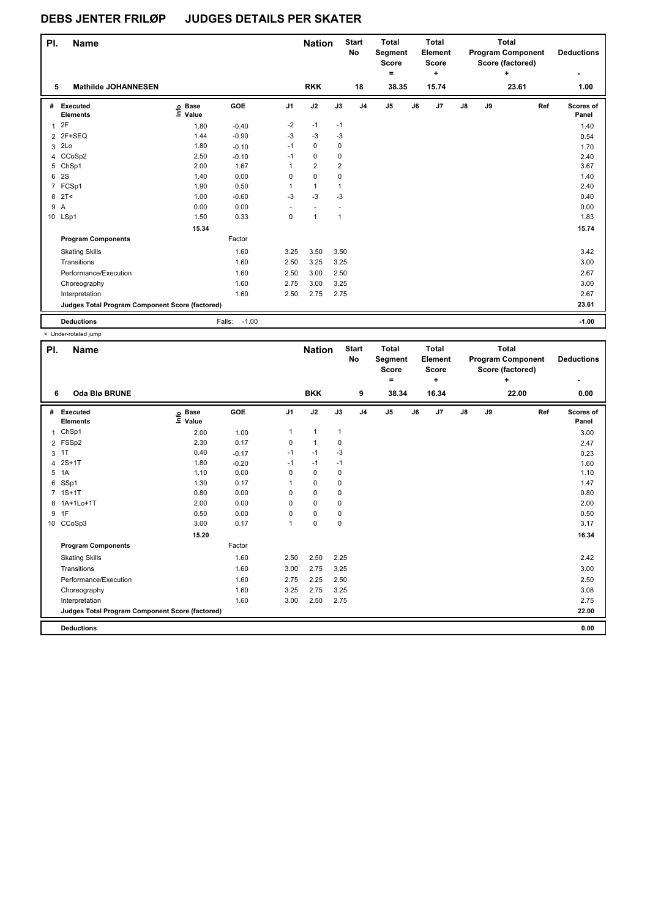# DEBS JENTER FRILØP JUDGES DETAILS PER SKATER

| Pl. | Name | | | Nation | Start No | Total Segment Score = | Total Element Score + | Total Program Component Score (factored) + | Deductions - |
|---|---|---|---|---|---|---|---|---|---|
| 5 | Mathilde JOHANNESEN | | | RKK | 18 | 38.35 | 15.74 | 23.61 | 1.00 |

| # | Executed Elements | Info | Base Value | GOE | J1 | J2 | J3 | J4 | J5 | J6 | J7 | J8 | J9 | Ref | Scores of Panel |
|---|---|---|---|---|---|---|---|---|---|---|---|---|---|---|---|
| 1 | 2F | | 1.80 | -0.40 | -2 | -1 | -1 | | | | | | | | 1.40 |
| 2 | 2F+SEQ | | 1.44 | -0.90 | -3 | -3 | -3 | | | | | | | | 0.54 |
| 3 | 2Lo | | 1.80 | -0.10 | -1 | 0 | 0 | | | | | | | | 1.70 |
| 4 | CCoSp2 | | 2.50 | -0.10 | -1 | 0 | 0 | | | | | | | | 2.40 |
| 5 | ChSp1 | | 2.00 | 1.67 | 1 | 2 | 2 | | | | | | | | 3.67 |
| 6 | 2S | | 1.40 | 0.00 | 0 | 0 | 0 | | | | | | | | 1.40 |
| 7 | FCSp1 | | 1.90 | 0.50 | 1 | 1 | 1 | | | | | | | | 2.40 |
| 8 | 2T< | < | 1.00 | -0.60 | -3 | -3 | -3 | | | | | | | | 0.40 |
| 9 | A | | 0.00 | 0.00 | - | - | - | | | | | | | | 0.00 |
| 10 | LSp1 | | 1.50 | 0.33 | 0 | 1 | 1 | | | | | | | | 1.83 |
| | | | 15.34 | | | | | | | | | | | | 15.74 |
| | **Program Components** | | | Factor | | | | | | | | | | | |
| | Skating Skills | | | 1.60 | 3.25 | 3.50 | 3.50 | | | | | | | | 3.42 |
| | Transitions | | | 1.60 | 2.50 | 3.25 | 3.25 | | | | | | | | 3.00 |
| | Performance/Execution | | | 1.60 | 2.50 | 3.00 | 2.50 | | | | | | | | 2.67 |
| | Choreography | | | 1.60 | 2.75 | 3.00 | 3.25 | | | | | | | | 3.00 |
| | Interpretation | | | 1.60 | 2.50 | 2.75 | 2.75 | | | | | | | | 2.67 |
| | **Judges Total Program Component Score (factored)** | | | | | | | | | | | | | | 23.61 |
| | **Deductions** | | | Falls: -1.00 | | | | | | | | | | | -1.00 |

< Under-rotated jump

| Pl. | Name | | | Nation | Start No | Total Segment Score = | Total Element Score + | Total Program Component Score (factored) + | Deductions - |
|---|---|---|---|---|---|---|---|---|---|
| 6 | Oda Blø BRUNE | | | BKK | 9 | 38.34 | 16.34 | 22.00 | 0.00 |

| # | Executed Elements | Info | Base Value | GOE | J1 | J2 | J3 | J4 | J5 | J6 | J7 | J8 | J9 | Ref | Scores of Panel |
|---|---|---|---|---|---|---|---|---|---|---|---|---|---|---|---|
| 1 | ChSp1 | | 2.00 | 1.00 | 1 | 1 | 1 | | | | | | | | 3.00 |
| 2 | FSSp2 | | 2.30 | 0.17 | 0 | 1 | 0 | | | | | | | | 2.47 |
| 3 | 1T | | 0.40 | -0.17 | -1 | -1 | -3 | | | | | | | | 0.23 |
| 4 | 2S+1T | | 1.80 | -0.20 | -1 | -1 | -1 | | | | | | | | 1.60 |
| 5 | 1A | | 1.10 | 0.00 | 0 | 0 | 0 | | | | | | | | 1.10 |
| 6 | SSp1 | | 1.30 | 0.17 | 1 | 0 | 0 | | | | | | | | 1.47 |
| 7 | 1S+1T | | 0.80 | 0.00 | 0 | 0 | 0 | | | | | | | | 0.80 |
| 8 | 1A+1Lo+1T | | 2.00 | 0.00 | 0 | 0 | 0 | | | | | | | | 2.00 |
| 9 | 1F | | 0.50 | 0.00 | 0 | 0 | 0 | | | | | | | | 0.50 |
| 10 | CCoSp3 | | 3.00 | 0.17 | 1 | 0 | 0 | | | | | | | | 3.17 |
| | | | 15.20 | | | | | | | | | | | | 16.34 |
| | **Program Components** | | | Factor | | | | | | | | | | | |
| | Skating Skills | | | 1.60 | 2.50 | 2.50 | 2.25 | | | | | | | | 2.42 |
| | Transitions | | | 1.60 | 3.00 | 2.75 | 3.25 | | | | | | | | 3.00 |
| | Performance/Execution | | | 1.60 | 2.75 | 2.25 | 2.50 | | | | | | | | 2.50 |
| | Choreography | | | 1.60 | 3.25 | 2.75 | 3.25 | | | | | | | | 3.08 |
| | Interpretation | | | 1.60 | 3.00 | 2.50 | 2.75 | | | | | | | | 2.75 |
| | **Judges Total Program Component Score (factored)** | | | | | | | | | | | | | | 22.00 |
| | **Deductions** | | | | | | | | | | | | | | 0.00 |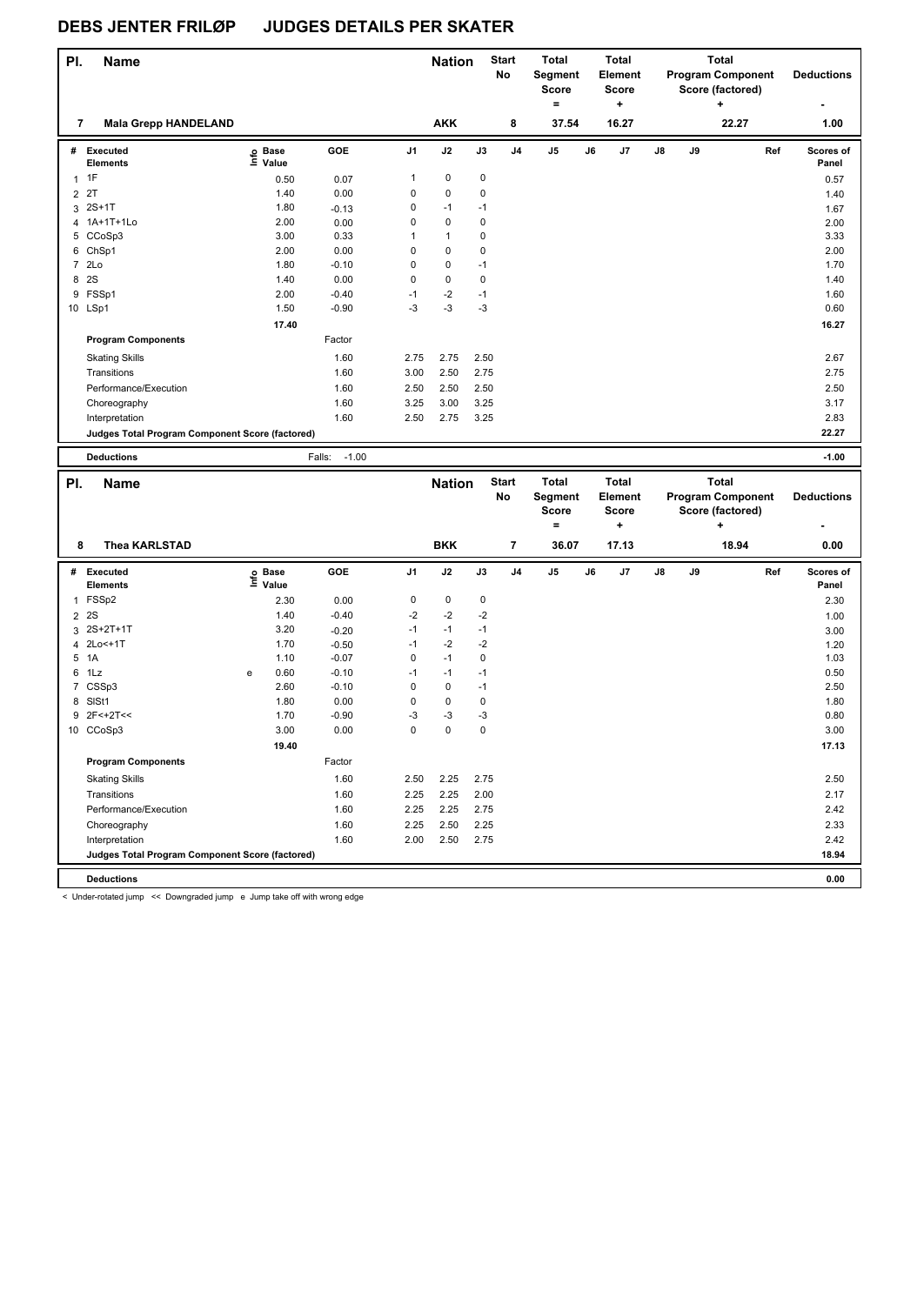# DEBS JENTER FRILØP JUDGES DETAILS PER SKATER

| Pl. | Name | Nation | Start No | Total Segment Score = | Total Element Score + | Total Program Component Score (factored) + | Deductions - |
|---|---|---|---|---|---|---|---|
| 7 | Mala Grepp HANDELAND | AKK | 8 | 37.54 | 16.27 | 22.27 | 1.00 |

| # | Executed Elements | Info | Base Value | GOE | J1 | J2 | J3 | J4 | J5 | J6 | J7 | J8 | J9 | Ref | Scores of Panel |
|---|---|---|---|---|---|---|---|---|---|---|---|---|---|---|---|
| 1 | 1F | | 0.50 | 0.07 | 1 | 0 | 0 | | | | | | | | 0.57 |
| 2 | 2T | | 1.40 | 0.00 | 0 | 0 | 0 | | | | | | | | 1.40 |
| 3 | 2S+1T | | 1.80 | -0.13 | 0 | -1 | -1 | | | | | | | | 1.67 |
| 4 | 1A+1T+1Lo | | 2.00 | 0.00 | 0 | 0 | 0 | | | | | | | | 2.00 |
| 5 | CCoSp3 | | 3.00 | 0.33 | 1 | 1 | 0 | | | | | | | | 3.33 |
| 6 | ChSp1 | | 2.00 | 0.00 | 0 | 0 | 0 | | | | | | | | 2.00 |
| 7 | 2Lo | | 1.80 | -0.10 | 0 | 0 | -1 | | | | | | | | 1.70 |
| 8 | 2S | | 1.40 | 0.00 | 0 | 0 | 0 | | | | | | | | 1.40 |
| 9 | FSSp1 | | 2.00 | -0.40 | -1 | -2 | -1 | | | | | | | | 1.60 |
| 10 | LSp1 | | 1.50 | -0.90 | -3 | -3 | -3 | | | | | | | | 0.60 |
| | | | 17.40 | | | | | | | | | | | | 16.27 |
| | **Program Components** | | | Factor | | | | | | | | | | | |
| | Skating Skills | | | 1.60 | 2.75 | 2.75 | 2.50 | | | | | | | | 2.67 |
| | Transitions | | | 1.60 | 3.00 | 2.50 | 2.75 | | | | | | | | 2.75 |
| | Performance/Execution | | | 1.60 | 2.50 | 2.50 | 2.50 | | | | | | | | 2.50 |
| | Choreography | | | 1.60 | 3.25 | 3.00 | 3.25 | | | | | | | | 3.17 |
| | Interpretation | | | 1.60 | 2.50 | 2.75 | 3.25 | | | | | | | | 2.83 |
| | **Judges Total Program Component Score (factored)** | | | | | | | | | | | | | | 22.27 |
| | **Deductions** | | | Falls: -1.00 | | | | | | | | | | | -1.00 |

| Pl. | Name | Nation | Start No | Total Segment Score = | Total Element Score + | Total Program Component Score (factored) + | Deductions - |
|---|---|---|---|---|---|---|---|
| 8 | Thea KARLSTAD | BKK | 7 | 36.07 | 17.13 | 18.94 | 0.00 |

| # | Executed Elements | Info | Base Value | GOE | J1 | J2 | J3 | J4 | J5 | J6 | J7 | J8 | J9 | Ref | Scores of Panel |
|---|---|---|---|---|---|---|---|---|---|---|---|---|---|---|---|
| 1 | FSSp2 | | 2.30 | 0.00 | 0 | 0 | 0 | | | | | | | | 2.30 |
| 2 | 2S | | 1.40 | -0.40 | -2 | -2 | -2 | | | | | | | | 1.00 |
| 3 | 2S+2T+1T | | 3.20 | -0.20 | -1 | -1 | -1 | | | | | | | | 3.00 |
| 4 | 2Lo<+1T | | 1.70 | -0.50 | -1 | -2 | -2 | | | | | | | | 1.20 |
| 5 | 1A | | 1.10 | -0.07 | 0 | -1 | 0 | | | | | | | | 1.03 |
| 6 | 1Lz | e | 0.60 | -0.10 | -1 | -1 | -1 | | | | | | | | 0.50 |
| 7 | CSSp3 | | 2.60 | -0.10 | 0 | 0 | -1 | | | | | | | | 2.50 |
| 8 | SlSt1 | | 1.80 | 0.00 | 0 | 0 | 0 | | | | | | | | 1.80 |
| 9 | 2F<+2T<< | | 1.70 | -0.90 | -3 | -3 | -3 | | | | | | | | 0.80 |
| 10 | CCoSp3 | | 3.00 | 0.00 | 0 | 0 | 0 | | | | | | | | 3.00 |
| | | | 19.40 | | | | | | | | | | | | 17.13 |
| | **Program Components** | | | Factor | | | | | | | | | | | |
| | Skating Skills | | | 1.60 | 2.50 | 2.25 | 2.75 | | | | | | | | 2.50 |
| | Transitions | | | 1.60 | 2.25 | 2.25 | 2.00 | | | | | | | | 2.17 |
| | Performance/Execution | | | 1.60 | 2.25 | 2.25 | 2.75 | | | | | | | | 2.42 |
| | Choreography | | | 1.60 | 2.25 | 2.50 | 2.25 | | | | | | | | 2.33 |
| | Interpretation | | | 1.60 | 2.00 | 2.50 | 2.75 | | | | | | | | 2.42 |
| | **Judges Total Program Component Score (factored)** | | | | | | | | | | | | | | 18.94 |
| | **Deductions** | | | | | | | | | | | | | | 0.00 |

< Under-rotated jump << Downgraded jump e Jump take off with wrong edge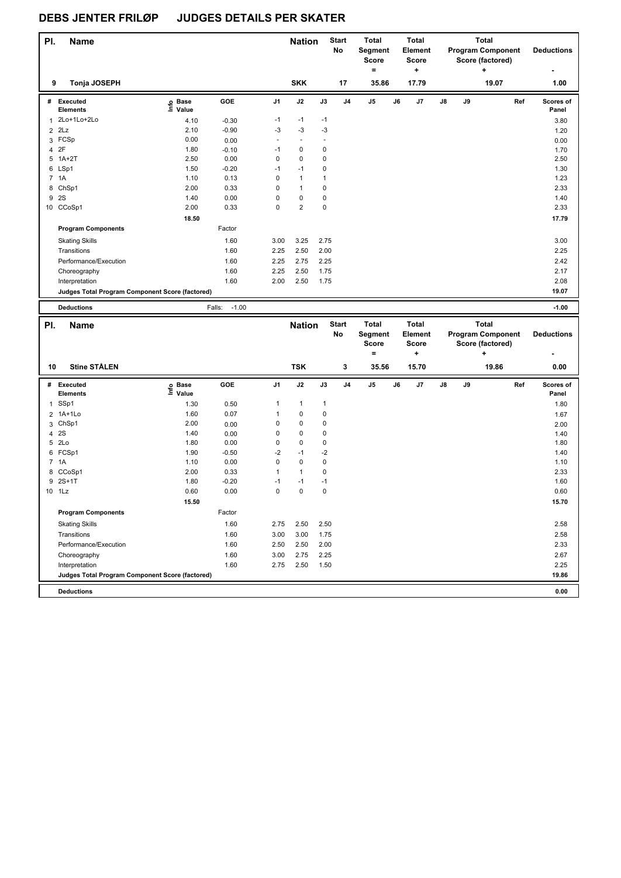# DEBS JENTER FRILØP JUDGES DETAILS PER SKATER

| Pl. | Name | Nation | Start No | Total Segment Score = | Total Element Score + | Total Program Component Score (factored) + | Deductions - |
|---|---|---|---|---|---|---|---|
| 9 | Tonja JOSEPH | SKK | 17 | 35.86 | 17.79 | 19.07 | 1.00 |

| # | Executed Elements | Info | Base Value | GOE | J1 | J2 | J3 | J4 | J5 | J6 | J7 | J8 | J9 | Ref | Scores of Panel |
|---|---|---|---|---|---|---|---|---|---|---|---|---|---|---|---|
| 1 | 2Lo+1Lo+2Lo | | 4.10 | -0.30 | -1 | -1 | -1 | | | | | | | | 3.80 |
| 2 | 2Lz | | 2.10 | -0.90 | -3 | -3 | -3 | | | | | | | | 1.20 |
| 3 | FCSp | | 0.00 | 0.00 | - | - | - | | | | | | | | 0.00 |
| 4 | 2F | | 1.80 | -0.10 | -1 | 0 | 0 | | | | | | | | 1.70 |
| 5 | 1A+2T | | 2.50 | 0.00 | 0 | 0 | 0 | | | | | | | | 2.50 |
| 6 | LSp1 | | 1.50 | -0.20 | -1 | -1 | 0 | | | | | | | | 1.30 |
| 7 | 1A | | 1.10 | 0.13 | 0 | 1 | 1 | | | | | | | | 1.23 |
| 8 | ChSp1 | | 2.00 | 0.33 | 0 | 1 | 0 | | | | | | | | 2.33 |
| 9 | 2S | | 1.40 | 0.00 | 0 | 0 | 0 | | | | | | | | 1.40 |
| 10 | CCoSp1 | | 2.00 | 0.33 | 0 | 2 | 0 | | | | | | | | 2.33 |
| | | | 18.50 | | | | | | | | | | | | 17.79 |

| Program Components | Factor | J1 | J2 | J3 | J4 | J5 | J6 | J7 | J8 | J9 | Scores of Panel |
|---|---|---|---|---|---|---|---|---|---|---|---|
| Skating Skills | 1.60 | 3.00 | 3.25 | 2.75 | | | | | | | 3.00 |
| Transitions | 1.60 | 2.25 | 2.50 | 2.00 | | | | | | | 2.25 |
| Performance/Execution | 1.60 | 2.25 | 2.75 | 2.25 | | | | | | | 2.42 |
| Choreography | 1.60 | 2.25 | 2.50 | 1.75 | | | | | | | 2.17 |
| Interpretation | 1.60 | 2.00 | 2.50 | 1.75 | | | | | | | 2.08 |
| Judges Total Program Component Score (factored) | | | | | | | | | | | 19.07 |

| Deductions | Falls: -1.00 | -1.00 |
|---|---|---|

| Pl. | Name | Nation | Start No | Total Segment Score = | Total Element Score + | Total Program Component Score (factored) + | Deductions - |
|---|---|---|---|---|---|---|---|
| 10 | Stine STÅLEN | TSK | 3 | 35.56 | 15.70 | 19.86 | 0.00 |

| # | Executed Elements | Info | Base Value | GOE | J1 | J2 | J3 | J4 | J5 | J6 | J7 | J8 | J9 | Ref | Scores of Panel |
|---|---|---|---|---|---|---|---|---|---|---|---|---|---|---|---|
| 1 | SSp1 | | 1.30 | 0.50 | 1 | 1 | 1 | | | | | | | | 1.80 |
| 2 | 1A+1Lo | | 1.60 | 0.07 | 1 | 0 | 0 | | | | | | | | 1.67 |
| 3 | ChSp1 | | 2.00 | 0.00 | 0 | 0 | 0 | | | | | | | | 2.00 |
| 4 | 2S | | 1.40 | 0.00 | 0 | 0 | 0 | | | | | | | | 1.40 |
| 5 | 2Lo | | 1.80 | 0.00 | 0 | 0 | 0 | | | | | | | | 1.80 |
| 6 | FCSp1 | | 1.90 | -0.50 | -2 | -1 | -2 | | | | | | | | 1.40 |
| 7 | 1A | | 1.10 | 0.00 | 0 | 0 | 0 | | | | | | | | 1.10 |
| 8 | CCoSp1 | | 2.00 | 0.33 | 1 | 1 | 0 | | | | | | | | 2.33 |
| 9 | 2S+1T | | 1.80 | -0.20 | -1 | -1 | -1 | | | | | | | | 1.60 |
| 10 | 1Lz | | 0.60 | 0.00 | 0 | 0 | 0 | | | | | | | | 0.60 |
| | | | 15.50 | | | | | | | | | | | | 15.70 |

| Program Components | Factor | J1 | J2 | J3 | J4 | J5 | J6 | J7 | J8 | J9 | Scores of Panel |
|---|---|---|---|---|---|---|---|---|---|---|---|
| Skating Skills | 1.60 | 2.75 | 2.50 | 2.50 | | | | | | | 2.58 |
| Transitions | 1.60 | 3.00 | 3.00 | 1.75 | | | | | | | 2.58 |
| Performance/Execution | 1.60 | 2.50 | 2.50 | 2.00 | | | | | | | 2.33 |
| Choreography | 1.60 | 3.00 | 2.75 | 2.25 | | | | | | | 2.67 |
| Interpretation | 1.60 | 2.75 | 2.50 | 1.50 | | | | | | | 2.25 |
| Judges Total Program Component Score (factored) | | | | | | | | | | | 19.86 |

| Deductions | | 0.00 |
|---|---|---|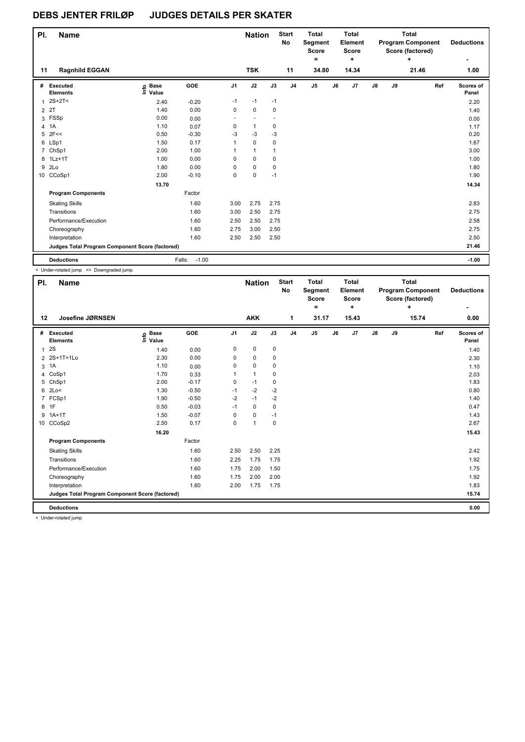# DEBS JENTER FRILØP JUDGES DETAILS PER SKATER

| Pl. | Name | Nation | Start No | Total Segment Score = | Total Element Score + | Total Program Component Score (factored) + | Deductions - |
|---|---|---|---|---|---|---|---|
| 11 | Ragnhild EGGAN | TSK | 11 | 34.80 | 14.34 | 21.46 | 1.00 |

| # | Executed Elements | Info | Base Value | GOE | J1 | J2 | J3 | J4 | J5 | J6 | J7 | J8 | J9 | Ref | Scores of Panel |
|---|---|---|---|---|---|---|---|---|---|---|---|---|---|---|---|
| 1 | 2S+2T< | | 2.40 | -0.20 | -1 | -1 | -1 | | | | | | | | 2.20 |
| 2 | 2T | | 1.40 | 0.00 | 0 | 0 | 0 | | | | | | | | 1.40 |
| 3 | FSSp | | 0.00 | 0.00 | - | - | - | | | | | | | | 0.00 |
| 4 | 1A | | 1.10 | 0.07 | 0 | 1 | 0 | | | | | | | | 1.17 |
| 5 | 2F<< | | 0.50 | -0.30 | -3 | -3 | -3 | | | | | | | | 0.20 |
| 6 | LSp1 | | 1.50 | 0.17 | 1 | 0 | 0 | | | | | | | | 1.67 |
| 7 | ChSp1 | | 2.00 | 1.00 | 1 | 1 | 1 | | | | | | | | 3.00 |
| 8 | 1Lz+1T | | 1.00 | 0.00 | 0 | 0 | 0 | | | | | | | | 1.00 |
| 9 | 2Lo | | 1.80 | 0.00 | 0 | 0 | 0 | | | | | | | | 1.80 |
| 10 | CCoSp1 | | 2.00 | -0.10 | 0 | 0 | -1 | | | | | | | | 1.90 |
| | | | 13.70 | | | | | | | | | | | | 14.34 |
| | **Program Components** | | | Factor | | | | | | | | | | | |
| | Skating Skills | | | 1.60 | 3.00 | 2.75 | 2.75 | | | | | | | | 2.83 |
| | Transitions | | | 1.60 | 3.00 | 2.50 | 2.75 | | | | | | | | 2.75 |
| | Performance/Execution | | | 1.60 | 2.50 | 2.50 | 2.75 | | | | | | | | 2.58 |
| | Choreography | | | 1.60 | 2.75 | 3.00 | 2.50 | | | | | | | | 2.75 |
| | Interpretation | | | 1.60 | 2.50 | 2.50 | 2.50 | | | | | | | | 2.50 |
| | **Judges Total Program Component Score (factored)** | | | | | | | | | | | | | | 21.46 |
| | **Deductions** | | | Falls: -1.00 | | | | | | | | | | | -1.00 |

< Under-rotated jump << Downgraded jump

| Pl. | Name | Nation | Start No | Total Segment Score = | Total Element Score + | Total Program Component Score (factored) + | Deductions - |
|---|---|---|---|---|---|---|---|
| 12 | Josefine JØRNSEN | AKK | 1 | 31.17 | 15.43 | 15.74 | 0.00 |

| # | Executed Elements | Info | Base Value | GOE | J1 | J2 | J3 | J4 | J5 | J6 | J7 | J8 | J9 | Ref | Scores of Panel |
|---|---|---|---|---|---|---|---|---|---|---|---|---|---|---|---|
| 1 | 2S | | 1.40 | 0.00 | 0 | 0 | 0 | | | | | | | | 1.40 |
| 2 | 2S+1T+1Lo | | 2.30 | 0.00 | 0 | 0 | 0 | | | | | | | | 2.30 |
| 3 | 1A | | 1.10 | 0.00 | 0 | 0 | 0 | | | | | | | | 1.10 |
| 4 | CoSp1 | | 1.70 | 0.33 | 1 | 1 | 0 | | | | | | | | 2.03 |
| 5 | ChSp1 | | 2.00 | -0.17 | 0 | -1 | 0 | | | | | | | | 1.83 |
| 6 | 2Lo< | | 1.30 | -0.50 | -1 | -2 | -2 | | | | | | | | 0.80 |
| 7 | FCSp1 | | 1.90 | -0.50 | -2 | -1 | -2 | | | | | | | | 1.40 |
| 8 | 1F | | 0.50 | -0.03 | -1 | 0 | 0 | | | | | | | | 0.47 |
| 9 | 1A+1T | | 1.50 | -0.07 | 0 | 0 | -1 | | | | | | | | 1.43 |
| 10 | CCoSp2 | | 2.50 | 0.17 | 0 | 1 | 0 | | | | | | | | 2.67 |
| | | | 16.20 | | | | | | | | | | | | 15.43 |
| | **Program Components** | | | Factor | | | | | | | | | | | |
| | Skating Skills | | | 1.60 | 2.50 | 2.50 | 2.25 | | | | | | | | 2.42 |
| | Transitions | | | 1.60 | 2.25 | 1.75 | 1.75 | | | | | | | | 1.92 |
| | Performance/Execution | | | 1.60 | 1.75 | 2.00 | 1.50 | | | | | | | | 1.75 |
| | Choreography | | | 1.60 | 1.75 | 2.00 | 2.00 | | | | | | | | 1.92 |
| | Interpretation | | | 1.60 | 2.00 | 1.75 | 1.75 | | | | | | | | 1.83 |
| | **Judges Total Program Component Score (factored)** | | | | | | | | | | | | | | 15.74 |
| | **Deductions** | | | | | | | | | | | | | | 0.00 |

< Under-rotated jump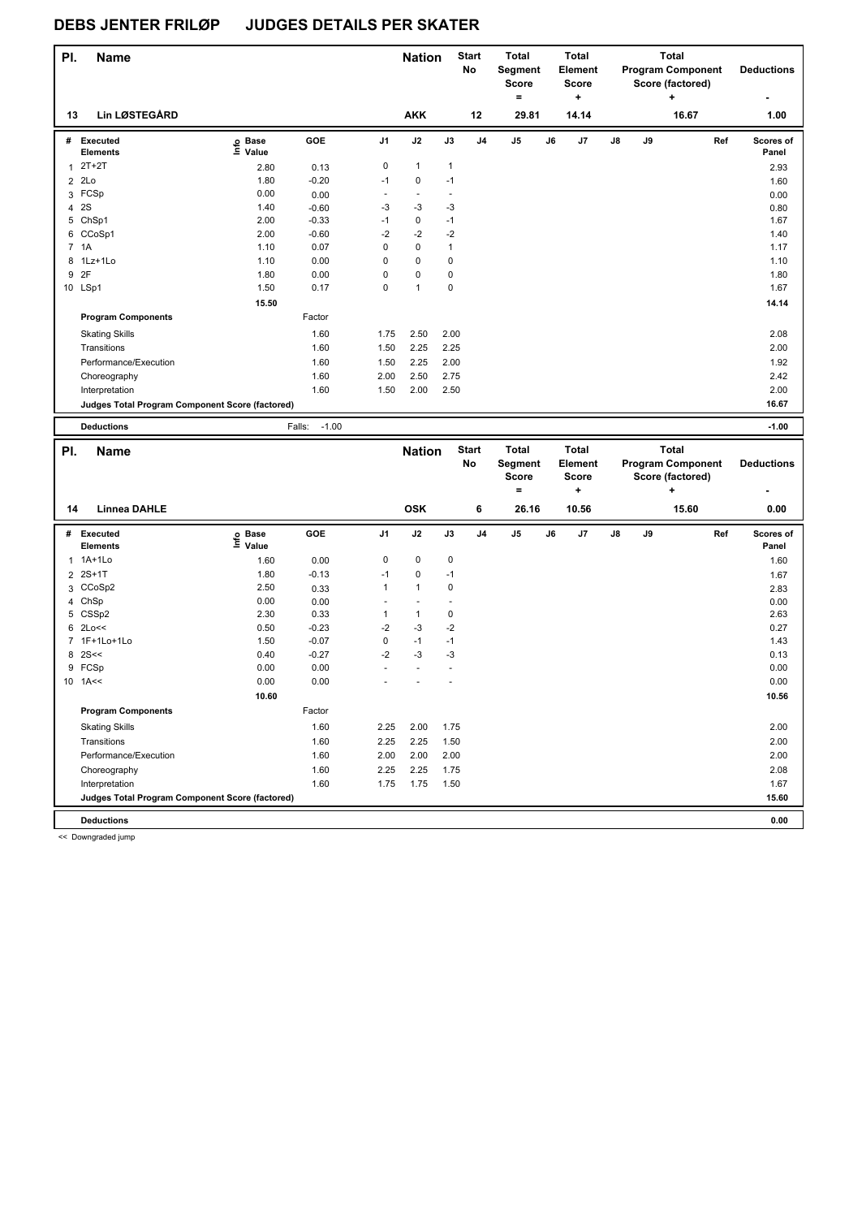# DEBS JENTER FRILØP JUDGES DETAILS PER SKATER

| Pl. | Name | Nation | Start No | Total Segment Score = | Total Element Score + | Total Program Component Score (factored) + | Deductions - |
|---|---|---|---|---|---|---|---|
| 13 | Lin LØSTEGÅRD | AKK | 12 | 29.81 | 14.14 | 16.67 | 1.00 |

| # | Executed Elements | Info | Base Value | GOE | J1 | J2 | J3 | J4 | J5 | J6 | J7 | J8 | J9 | Ref | Scores of Panel |
|---|---|---|---|---|---|---|---|---|---|---|---|---|---|---|---|
| 1 | 2T+2T | | 2.80 | 0.13 | 0 | 1 | 1 | | | | | | | | 2.93 |
| 2 | 2Lo | | 1.80 | -0.20 | -1 | 0 | -1 | | | | | | | | 1.60 |
| 3 | FCSp | | 0.00 | 0.00 | - | - | - | | | | | | | | 0.00 |
| 4 | 2S | | 1.40 | -0.60 | -3 | -3 | -3 | | | | | | | | 0.80 |
| 5 | ChSp1 | | 2.00 | -0.33 | -1 | 0 | -1 | | | | | | | | 1.67 |
| 6 | CCoSp1 | | 2.00 | -0.60 | -2 | -2 | -2 | | | | | | | | 1.40 |
| 7 | 1A | | 1.10 | 0.07 | 0 | 0 | 1 | | | | | | | | 1.17 |
| 8 | 1Lz+1Lo | | 1.10 | 0.00 | 0 | 0 | 0 | | | | | | | | 1.10 |
| 9 | 2F | | 1.80 | 0.00 | 0 | 0 | 0 | | | | | | | | 1.80 |
| 10 | LSp1 | | 1.50 | 0.17 | 0 | 1 | 0 | | | | | | | | 1.67 |
| | | | 15.50 | | | | | | | | | | | | 14.14 |
| | **Program Components** | | | Factor | | | | | | | | | | | |
| | Skating Skills | | | 1.60 | 1.75 | 2.50 | 2.00 | | | | | | | | 2.08 |
| | Transitions | | | 1.60 | 1.50 | 2.25 | 2.25 | | | | | | | | 2.00 |
| | Performance/Execution | | | 1.60 | 1.50 | 2.25 | 2.00 | | | | | | | | 1.92 |
| | Choreography | | | 1.60 | 2.00 | 2.50 | 2.75 | | | | | | | | 2.42 |
| | Interpretation | | | 1.60 | 1.50 | 2.00 | 2.50 | | | | | | | | 2.00 |
| | **Judges Total Program Component Score (factored)** | | | | | | | | | | | | | | 16.67 |
| | **Deductions** | | | Falls: -1.00 | | | | | | | | | | | -1.00 |

| Pl. | Name | Nation | Start No | Total Segment Score = | Total Element Score + | Total Program Component Score (factored) + | Deductions - |
|---|---|---|---|---|---|---|---|
| 14 | Linnea DAHLE | OSK | 6 | 26.16 | 10.56 | 15.60 | 0.00 |

| # | Executed Elements | Info | Base Value | GOE | J1 | J2 | J3 | J4 | J5 | J6 | J7 | J8 | J9 | Ref | Scores of Panel |
|---|---|---|---|---|---|---|---|---|---|---|---|---|---|---|---|
| 1 | 1A+1Lo | | 1.60 | 0.00 | 0 | 0 | 0 | | | | | | | | 1.60 |
| 2 | 2S+1T | | 1.80 | -0.13 | -1 | 0 | -1 | | | | | | | | 1.67 |
| 3 | CCoSp2 | | 2.50 | 0.33 | 1 | 1 | 0 | | | | | | | | 2.83 |
| 4 | ChSp | | 0.00 | 0.00 | - | - | - | | | | | | | | 0.00 |
| 5 | CSSp2 | | 2.30 | 0.33 | 1 | 1 | 0 | | | | | | | | 2.63 |
| 6 | 2Lo<< | | 0.50 | -0.23 | -2 | -3 | -2 | | | | | | | | 0.27 |
| 7 | 1F+1Lo+1Lo | | 1.50 | -0.07 | 0 | -1 | -1 | | | | | | | | 1.43 |
| 8 | 2S<< | | 0.40 | -0.27 | -2 | -3 | -3 | | | | | | | | 0.13 |
| 9 | FCSp | | 0.00 | 0.00 | - | - | - | | | | | | | | 0.00 |
| 10 | 1A<< | | 0.00 | 0.00 | - | - | - | | | | | | | | 0.00 |
| | | | 10.60 | | | | | | | | | | | | 10.56 |
| | **Program Components** | | | Factor | | | | | | | | | | | |
| | Skating Skills | | | 1.60 | 2.25 | 2.00 | 1.75 | | | | | | | | 2.00 |
| | Transitions | | | 1.60 | 2.25 | 2.25 | 1.50 | | | | | | | | 2.00 |
| | Performance/Execution | | | 1.60 | 2.00 | 2.00 | 2.00 | | | | | | | | 2.00 |
| | Choreography | | | 1.60 | 2.25 | 2.25 | 1.75 | | | | | | | | 2.08 |
| | Interpretation | | | 1.60 | 1.75 | 1.75 | 1.50 | | | | | | | | 1.67 |
| | **Judges Total Program Component Score (factored)** | | | | | | | | | | | | | | 15.60 |
| | **Deductions** | | | | | | | | | | | | | | 0.00 |

<< Downgraded jump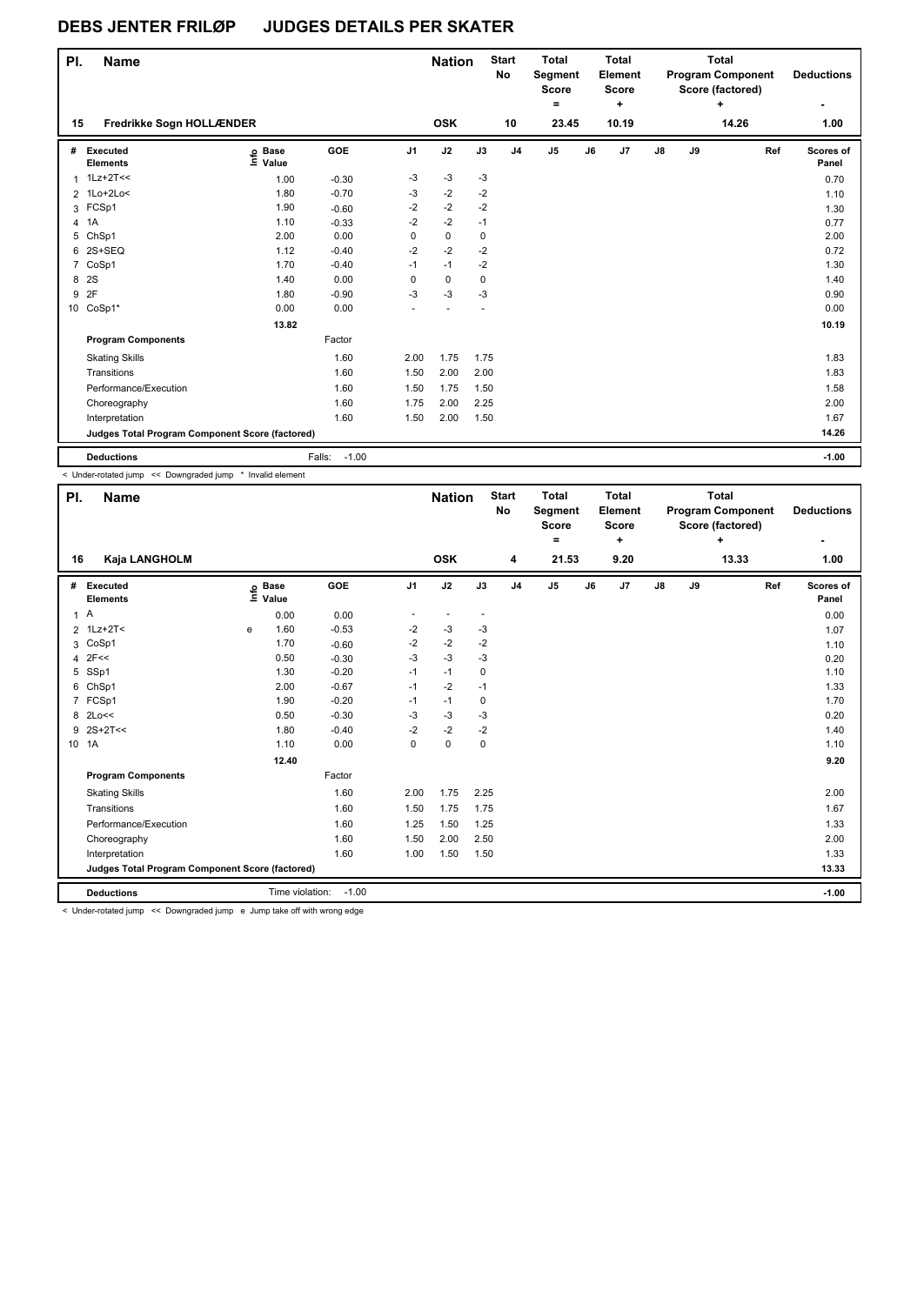# DEBS JENTER FRILØP JUDGES DETAILS PER SKATER

| Pl. | Name | Nation | Start No | Total Segment Score = | Total Element Score + | Total Program Component Score (factored) + | Deductions - |
|---|---|---|---|---|---|---|---|
| 15 | Fredrikke Sogn HOLLÆNDER | OSK | 10 | 23.45 | 10.19 | 14.26 | 1.00 |

| # | Executed Elements | Info | Base Value | GOE | J1 | J2 | J3 | J4 | J5 | J6 | J7 | J8 | J9 | Ref | Scores of Panel |
|---|---|---|---|---|---|---|---|---|---|---|---|---|---|---|---|
| 1 | 1Lz+2T<< | | 1.00 | -0.30 | -3 | -3 | -3 | | | | | | | | 0.70 |
| 2 | 1Lo+2Lo< | | 1.80 | -0.70 | -3 | -2 | -2 | | | | | | | | 1.10 |
| 3 | FCSp1 | | 1.90 | -0.60 | -2 | -2 | -2 | | | | | | | | 1.30 |
| 4 | 1A | | 1.10 | -0.33 | -2 | -2 | -1 | | | | | | | | 0.77 |
| 5 | ChSp1 | | 2.00 | 0.00 | 0 | 0 | 0 | | | | | | | | 2.00 |
| 6 | 2S+SEQ | | 1.12 | -0.40 | -2 | -2 | -2 | | | | | | | | 0.72 |
| 7 | CoSp1 | | 1.70 | -0.40 | -1 | -1 | -2 | | | | | | | | 1.30 |
| 8 | 2S | | 1.40 | 0.00 | 0 | 0 | 0 | | | | | | | | 1.40 |
| 9 | 2F | | 1.80 | -0.90 | -3 | -3 | -3 | | | | | | | | 0.90 |
| 10 | CoSp1* | | 0.00 | 0.00 | - | - | - | | | | | | | | 0.00 |
| | | | 13.82 | | | | | | | | | | | | 10.19 |
| | **Program Components** | | | Factor | | | | | | | | | | | |
| | Skating Skills | | | 1.60 | 2.00 | 1.75 | 1.75 | | | | | | | | 1.83 |
| | Transitions | | | 1.60 | 1.50 | 2.00 | 2.00 | | | | | | | | 1.83 |
| | Performance/Execution | | | 1.60 | 1.50 | 1.75 | 1.50 | | | | | | | | 1.58 |
| | Choreography | | | 1.60 | 1.75 | 2.00 | 2.25 | | | | | | | | 2.00 |
| | Interpretation | | | 1.60 | 1.50 | 2.00 | 1.50 | | | | | | | | 1.67 |
| | **Judges Total Program Component Score (factored)** | | | | | | | | | | | | | | 14.26 |
| | **Deductions** | | | Falls: -1.00 | | | | | | | | | | | -1.00 |

< Under-rotated jump << Downgraded jump * Invalid element

| Pl. | Name | Nation | Start No | Total Segment Score = | Total Element Score + | Total Program Component Score (factored) + | Deductions - |
|---|---|---|---|---|---|---|---|
| 16 | Kaja LANGHOLM | OSK | 4 | 21.53 | 9.20 | 13.33 | 1.00 |

| # | Executed Elements | Info | Base Value | GOE | J1 | J2 | J3 | J4 | J5 | J6 | J7 | J8 | J9 | Ref | Scores of Panel |
|---|---|---|---|---|---|---|---|---|---|---|---|---|---|---|---|
| 1 | A | | 0.00 | 0.00 | - | - | - | | | | | | | | 0.00 |
| 2 | 1Lz+2T< | e | 1.60 | -0.53 | -2 | -3 | -3 | | | | | | | | 1.07 |
| 3 | CoSp1 | | 1.70 | -0.60 | -2 | -2 | -2 | | | | | | | | 1.10 |
| 4 | 2F<< | | 0.50 | -0.30 | -3 | -3 | -3 | | | | | | | | 0.20 |
| 5 | SSp1 | | 1.30 | -0.20 | -1 | -1 | 0 | | | | | | | | 1.10 |
| 6 | ChSp1 | | 2.00 | -0.67 | -1 | -2 | -1 | | | | | | | | 1.33 |
| 7 | FCSp1 | | 1.90 | -0.20 | -1 | -1 | 0 | | | | | | | | 1.70 |
| 8 | 2Lo<< | | 0.50 | -0.30 | -3 | -3 | -3 | | | | | | | | 0.20 |
| 9 | 2S+2T<< | | 1.80 | -0.40 | -2 | -2 | -2 | | | | | | | | 1.40 |
| 10 | 1A | | 1.10 | 0.00 | 0 | 0 | 0 | | | | | | | | 1.10 |
| | | | 12.40 | | | | | | | | | | | | 9.20 |
| | **Program Components** | | | Factor | | | | | | | | | | | |
| | Skating Skills | | | 1.60 | 2.00 | 1.75 | 2.25 | | | | | | | | 2.00 |
| | Transitions | | | 1.60 | 1.50 | 1.75 | 1.75 | | | | | | | | 1.67 |
| | Performance/Execution | | | 1.60 | 1.25 | 1.50 | 1.25 | | | | | | | | 1.33 |
| | Choreography | | | 1.60 | 1.50 | 2.00 | 2.50 | | | | | | | | 2.00 |
| | Interpretation | | | 1.60 | 1.00 | 1.50 | 1.50 | | | | | | | | 1.33 |
| | **Judges Total Program Component Score (factored)** | | | | | | | | | | | | | | 13.33 |
| | **Deductions** | | | Time violation: -1.00 | | | | | | | | | | | -1.00 |

< Under-rotated jump << Downgraded jump e Jump take off with wrong edge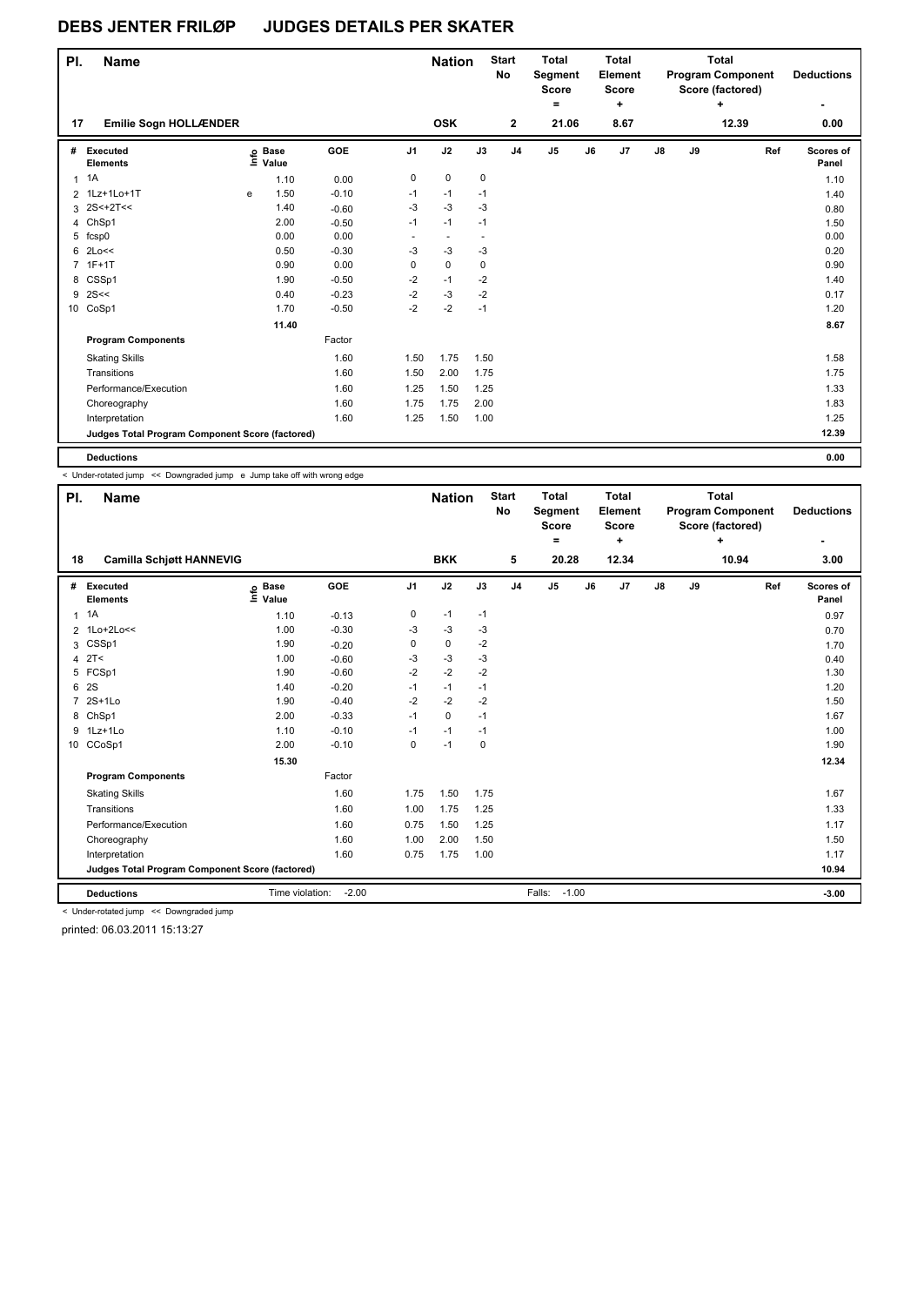# DEBS JENTER FRILØP JUDGES DETAILS PER SKATER

| Pl. | Name | Nation | Start No | Total Segment Score = | Total Element Score + | Total Program Component Score (factored) + | Deductions - |
|---|---|---|---|---|---|---|---|
| 17 | Emilie Sogn HOLLÆNDER | OSK | 2 | 21.06 | 8.67 | 12.39 | 0.00 |

| # | Executed Elements | Info | Base Value | GOE | J1 | J2 | J3 | J4 | J5 | J6 | J7 | J8 | J9 | Ref | Scores of Panel |
|---|---|---|---|---|---|---|---|---|---|---|---|---|---|---|---|
| 1 | 1A | | 1.10 | 0.00 | 0 | 0 | 0 | | | | | | | | 1.10 |
| 2 | 1Lz+1Lo+1T | e | 1.50 | -0.10 | -1 | -1 | -1 | | | | | | | | 1.40 |
| 3 | 2S<+2T<< | | 1.40 | -0.60 | -3 | -3 | -3 | | | | | | | | 0.80 |
| 4 | ChSp1 | | 2.00 | -0.50 | -1 | -1 | -1 | | | | | | | | 1.50 |
| 5 | fcsp0 | | 0.00 | 0.00 | - | - | - | | | | | | | | 0.00 |
| 6 | 2Lo<< | | 0.50 | -0.30 | -3 | -3 | -3 | | | | | | | | 0.20 |
| 7 | 1F+1T | | 0.90 | 0.00 | 0 | 0 | 0 | | | | | | | | 0.90 |
| 8 | CSSp1 | | 1.90 | -0.50 | -2 | -1 | -2 | | | | | | | | 1.40 |
| 9 | 2S<< | | 0.40 | -0.23 | -2 | -3 | -2 | | | | | | | | 0.17 |
| 10 | CoSp1 | | 1.70 | -0.50 | -2 | -2 | -1 | | | | | | | | 1.20 |
| | | | 11.40 | | | | | | | | | | | | 8.67 |
| | **Program Components** | | | Factor | | | | | | | | | | | |
| | Skating Skills | | | 1.60 | 1.50 | 1.75 | 1.50 | | | | | | | | 1.58 |
| | Transitions | | | 1.60 | 1.50 | 2.00 | 1.75 | | | | | | | | 1.75 |
| | Performance/Execution | | | 1.60 | 1.25 | 1.50 | 1.25 | | | | | | | | 1.33 |
| | Choreography | | | 1.60 | 1.75 | 1.75 | 2.00 | | | | | | | | 1.83 |
| | Interpretation | | | 1.60 | 1.25 | 1.50 | 1.00 | | | | | | | | 1.25 |
| | **Judges Total Program Component Score (factored)** | | | | | | | | | | | | | | 12.39 |
| | **Deductions** | | | | | | | | | | | | | | 0.00 |

< Under-rotated jump << Downgraded jump e Jump take off with wrong edge

| Pl. | Name | Nation | Start No | Total Segment Score = | Total Element Score + | Total Program Component Score (factored) + | Deductions - |
|---|---|---|---|---|---|---|---|
| 18 | Camilla Schjøtt HANNEVIG | BKK | 5 | 20.28 | 12.34 | 10.94 | 3.00 |

| # | Executed Elements | Info | Base Value | GOE | J1 | J2 | J3 | J4 | J5 | J6 | J7 | J8 | J9 | Ref | Scores of Panel |
|---|---|---|---|---|---|---|---|---|---|---|---|---|---|---|---|
| 1 | 1A | | 1.10 | -0.13 | 0 | -1 | -1 | | | | | | | | 0.97 |
| 2 | 1Lo+2Lo<< | | 1.00 | -0.30 | -3 | -3 | -3 | | | | | | | | 0.70 |
| 3 | CSSp1 | | 1.90 | -0.20 | 0 | 0 | -2 | | | | | | | | 1.70 |
| 4 | 2T< | | 1.00 | -0.60 | -3 | -3 | -3 | | | | | | | | 0.40 |
| 5 | FCSp1 | | 1.90 | -0.60 | -2 | -2 | -2 | | | | | | | | 1.30 |
| 6 | 2S | | 1.40 | -0.20 | -1 | -1 | -1 | | | | | | | | 1.20 |
| 7 | 2S+1Lo | | 1.90 | -0.40 | -2 | -2 | -2 | | | | | | | | 1.50 |
| 8 | ChSp1 | | 2.00 | -0.33 | -1 | 0 | -1 | | | | | | | | 1.67 |
| 9 | 1Lz+1Lo | | 1.10 | -0.10 | -1 | -1 | -1 | | | | | | | | 1.00 |
| 10 | CCoSp1 | | 2.00 | -0.10 | 0 | -1 | 0 | | | | | | | | 1.90 |
| | | | 15.30 | | | | | | | | | | | | 12.34 |
| | **Program Components** | | | Factor | | | | | | | | | | | |
| | Skating Skills | | | 1.60 | 1.75 | 1.50 | 1.75 | | | | | | | | 1.67 |
| | Transitions | | | 1.60 | 1.00 | 1.75 | 1.25 | | | | | | | | 1.33 |
| | Performance/Execution | | | 1.60 | 0.75 | 1.50 | 1.25 | | | | | | | | 1.17 |
| | Choreography | | | 1.60 | 1.00 | 2.00 | 1.50 | | | | | | | | 1.50 |
| | Interpretation | | | 1.60 | 0.75 | 1.75 | 1.00 | | | | | | | | 1.17 |
| | **Judges Total Program Component Score (factored)** | | | | | | | | | | | | | | 10.94 |
| | **Deductions** | Time violation: | -2.00 | | | | | | Falls: -1.00 | | | | | | -3.00 |

< Under-rotated jump << Downgraded jump

printed: 06.03.2011 15:13:27